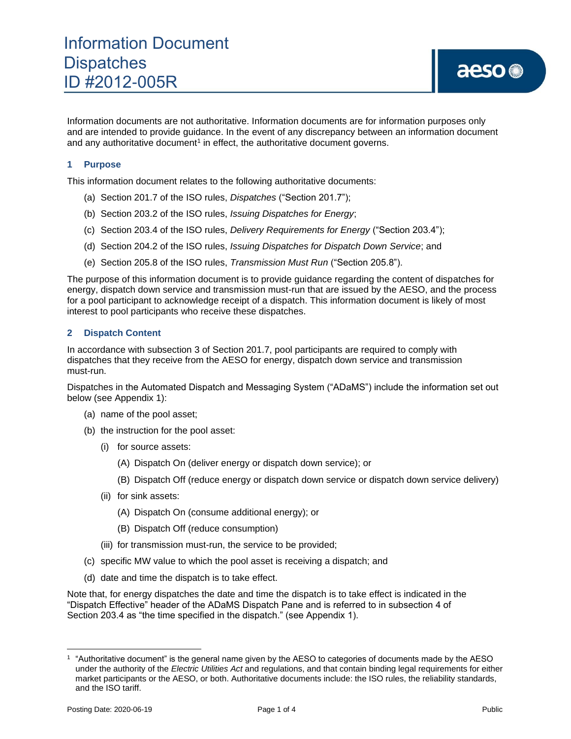# Information Document
# Dispatches
# ID #2012-005R

Information documents are not authoritative. Information documents are for information purposes only and are intended to provide guidance. In the event of any discrepancy between an information document and any authoritative document[1] in effect, the authoritative document governs.

## 1 Purpose

This information document relates to the following authoritative documents:

(a) Section 201.7 of the ISO rules, *Dispatches* ("Section 201.7");

(b) Section 203.2 of the ISO rules, *Issuing Dispatches for Energy*;

(c) Section 203.4 of the ISO rules, *Delivery Requirements for Energy* ("Section 203.4");

(d) Section 204.2 of the ISO rules, *Issuing Dispatches for Dispatch Down Service*; and

(e) Section 205.8 of the ISO rules, *Transmission Must Run* ("Section 205.8").

The purpose of this information document is to provide guidance regarding the content of dispatches for energy, dispatch down service and transmission must-run that are issued by the AESO, and the process for a pool participant to acknowledge receipt of a dispatch. This information document is likely of most interest to pool participants who receive these dispatches.

## 2 Dispatch Content

In accordance with subsection 3 of Section 201.7, pool participants are required to comply with dispatches that they receive from the AESO for energy, dispatch down service and transmission must-run.

Dispatches in the Automated Dispatch and Messaging System ("ADaMS") include the information set out below (see Appendix 1):

(a) name of the pool asset;

(b) the instruction for the pool asset:

  (i) for source assets:

    (A) Dispatch On (deliver energy or dispatch down service); or

    (B) Dispatch Off (reduce energy or dispatch down service or dispatch down service delivery)

  (ii) for sink assets:

    (A) Dispatch On (consume additional energy); or

    (B) Dispatch Off (reduce consumption)

  (iii) for transmission must-run, the service to be provided;

(c) specific MW value to which the pool asset is receiving a dispatch; and

(d) date and time the dispatch is to take effect.

Note that, for energy dispatches the date and time the dispatch is to take effect is indicated in the "Dispatch Effective" header of the ADaMS Dispatch Pane and is referred to in subsection 4 of Section 203.4 as "the time specified in the dispatch." (see Appendix 1).

[1] "Authoritative document" is the general name given by the AESO to categories of documents made by the AESO under the authority of the *Electric Utilities Act* and regulations, and that contain binding legal requirements for either market participants or the AESO, or both. Authoritative documents include: the ISO rules, the reliability standards, and the ISO tariff.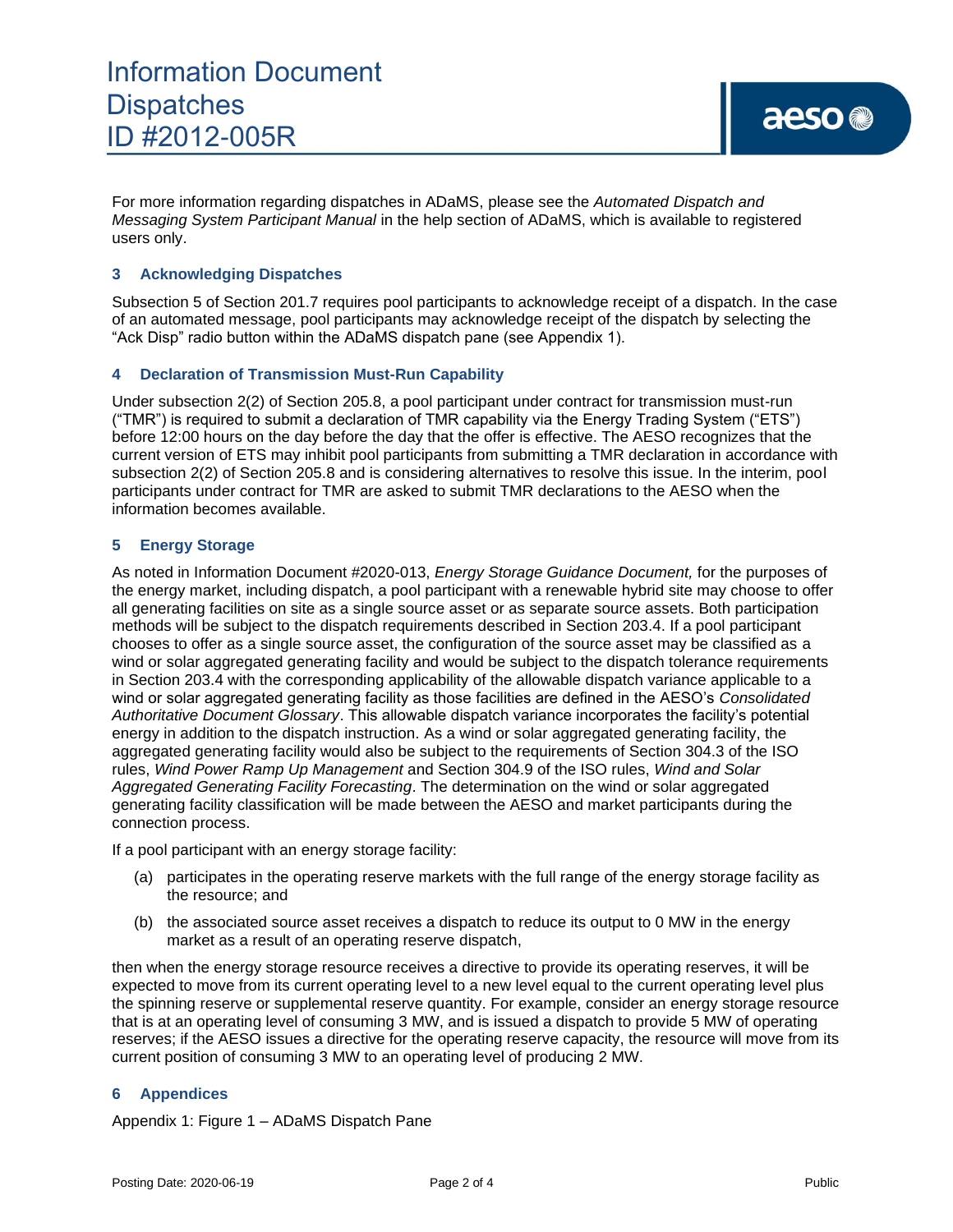For more information regarding dispatches in ADaMS, please see the *Automated Dispatch and Messaging System Participant Manual* in the help section of ADaMS, which is available to registered users only.

## 3 Acknowledging Dispatches

Subsection 5 of Section 201.7 requires pool participants to acknowledge receipt of a dispatch. In the case of an automated message, pool participants may acknowledge receipt of the dispatch by selecting the "Ack Disp" radio button within the ADaMS dispatch pane (see Appendix 1).

## 4 Declaration of Transmission Must-Run Capability

Under subsection 2(2) of Section 205.8, a pool participant under contract for transmission must-run ("TMR") is required to submit a declaration of TMR capability via the Energy Trading System ("ETS") before 12:00 hours on the day before the day that the offer is effective. The AESO recognizes that the current version of ETS may inhibit pool participants from submitting a TMR declaration in accordance with subsection 2(2) of Section 205.8 and is considering alternatives to resolve this issue. In the interim, pool participants under contract for TMR are asked to submit TMR declarations to the AESO when the information becomes available.

## 5 Energy Storage

As noted in Information Document #2020-013, *Energy Storage Guidance Document,* for the purposes of the energy market, including dispatch, a pool participant with a renewable hybrid site may choose to offer all generating facilities on site as a single source asset or as separate source assets. Both participation methods will be subject to the dispatch requirements described in Section 203.4. If a pool participant chooses to offer as a single source asset, the configuration of the source asset may be classified as a wind or solar aggregated generating facility and would be subject to the dispatch tolerance requirements in Section 203.4 with the corresponding applicability of the allowable dispatch variance applicable to a wind or solar aggregated generating facility as those facilities are defined in the AESO's *Consolidated Authoritative Document Glossary*. This allowable dispatch variance incorporates the facility's potential energy in addition to the dispatch instruction. As a wind or solar aggregated generating facility, the aggregated generating facility would also be subject to the requirements of Section 304.3 of the ISO rules, *Wind Power Ramp Up Management* and Section 304.9 of the ISO rules, *Wind and Solar Aggregated Generating Facility Forecasting*. The determination on the wind or solar aggregated generating facility classification will be made between the AESO and market participants during the connection process.

If a pool participant with an energy storage facility:

(a) participates in the operating reserve markets with the full range of the energy storage facility as the resource; and

(b) the associated source asset receives a dispatch to reduce its output to 0 MW in the energy market as a result of an operating reserve dispatch,

then when the energy storage resource receives a directive to provide its operating reserves, it will be expected to move from its current operating level to a new level equal to the current operating level plus the spinning reserve or supplemental reserve quantity. For example, consider an energy storage resource that is at an operating level of consuming 3 MW, and is issued a dispatch to provide 5 MW of operating reserves; if the AESO issues a directive for the operating reserve capacity, the resource will move from its current position of consuming 3 MW to an operating level of producing 2 MW.

## 6 Appendices

Appendix 1: Figure 1 – ADaMS Dispatch Pane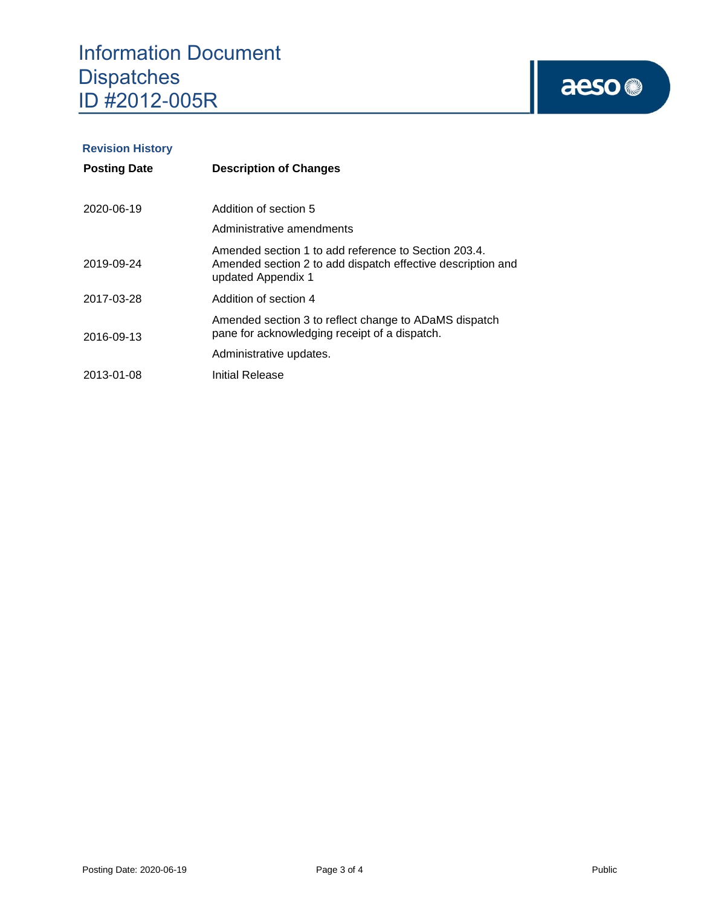## Revision History

| Posting Date | Description of Changes |
| --- | --- |
| 2020-06-19 | Addition of section 5<br>Administrative amendments |
| 2019-09-24 | Amended section 1 to add reference to Section 203.4. Amended section 2 to add dispatch effective description and updated Appendix 1 |
| 2017-03-28 | Addition of section 4 |
| 2016-09-13 | Amended section 3 to reflect change to ADaMS dispatch pane for acknowledging receipt of a dispatch.<br>Administrative updates. |
| 2013-01-08 | Initial Release |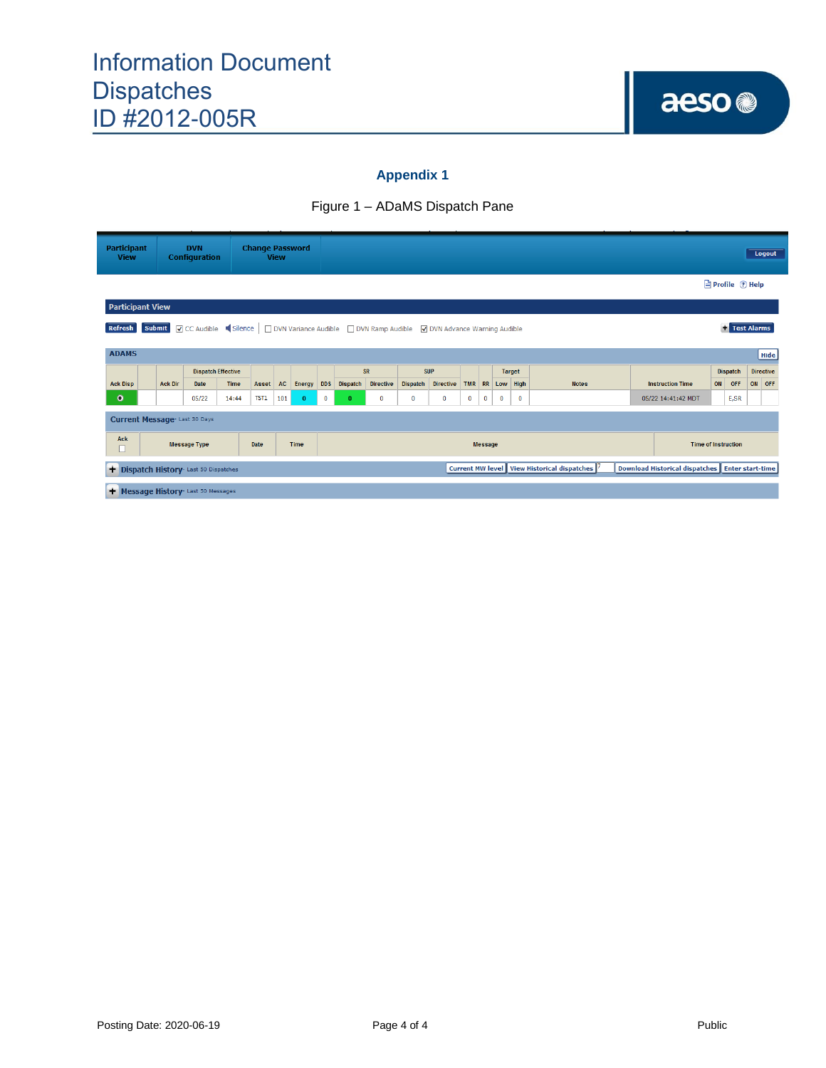## Appendix 1

Figure 1 – ADaMS Dispatch Pane

Participant View | DVN Configuration | Change Password View | Logout

Profile | Help

Participant View

Refresh | Submit | CC Audible | Silence | DVN Variance Audible | DVN Ramp Audible | DVN Advance Warning Audible | Test Alarms

ADAMS | Hide

| | | | Dispatch Effective | | | | | | SR | | SUP | | | | Target | | | | Dispatch | | Directive | |
|---|---|---|---|---|---|---|---|---|---|---|---|---|---|---|---|---|---|---|---|---|---|---|
| Ack Disp | | Ack Dir | Date | Time | Asset | AC | Energy | DDS | Dispatch | Directive | Dispatch | Directive | TMR | RR | Low | High | Notes | Instruction Time | ON | OFF | ON | OFF |
| | | | 05/22 | 14:44 | TST1 | 101 | 0 | 0 | 0 | 0 | 0 | 0 | 0 | 0 | 0 | 0 | | 05/22 14:41:42 MDT | | E,SR | | |

Current Message- Last 30 Days

| Ack | Message Type | Date | Time | Message | Time of Instruction |
|---|---|---|---|---|---|

Dispatch History- Last 50 Dispatches | Current MW level | View Historical dispatches | 7 | Download Historical dispatches | Enter start-time

Message History- Last 50 Messages